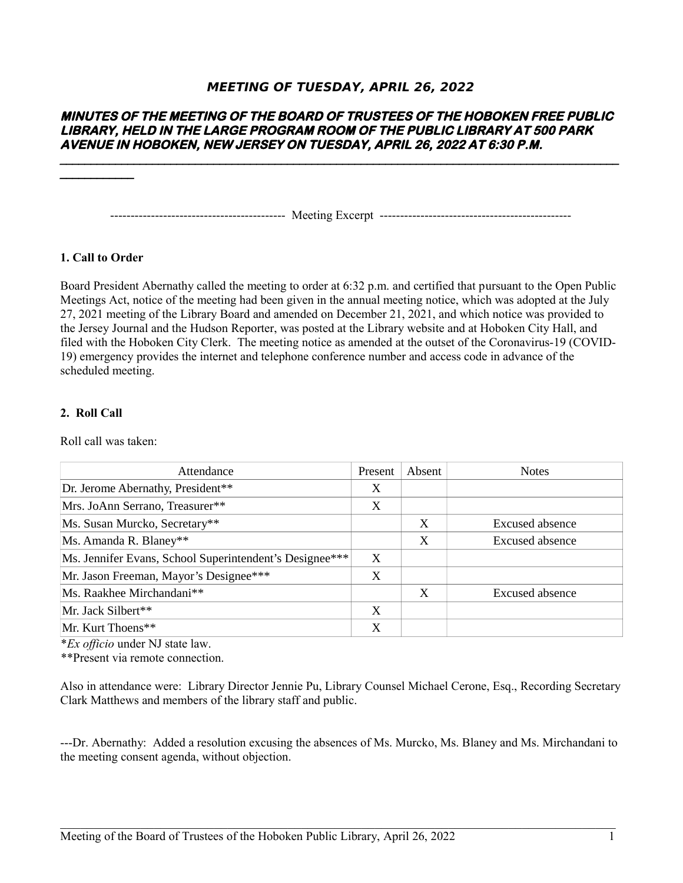# *MEETING OF TUESDAY, APRIL 26, 2022*

## *MINUTES OF THE MEETING OF THE BOARD OF TRUSTEES OF THE HOBOKEN FREE PUBLIC LIBRARY, HELD IN THE LARGE PROGRAM ROOM OF THE PUBLIC LIBRARY AT 500 PARK AVENUE IN HOBOKEN, NEW JERSEY ON TUESDAY, APRIL 26, 2022 AT 6:30 P.M.*

------------------------------------------- Meeting Excerpt -----------------------------------------------

**1. Call to Order**

Board President Abernathy called the meeting to order at 6:32 p.m. and certified that pursuant to the Open Public Meetings Act, notice of the meeting had been given in the annual meeting notice, which was adopted at the July 27, 2021 meeting of the Library Board and amended on December 21, 2021, and which notice was provided to the Jersey Journal and the Hudson Reporter, was posted at the Library website and at Hoboken City Hall, and filed with the Hoboken City Clerk. The meeting notice as amended at the outset of the Coronavirus-19 (COVID-19) emergency provides the internet and telephone conference number and access code in advance of the scheduled meeting.

**2. Roll Call**

Roll call was taken:

| Attendance | Present | Absent | Notes |
|---|---|---|---|
| Dr. Jerome Abernathy, President** | X | | |
| Mrs. JoAnn Serrano, Treasurer** | X | | |
| Ms. Susan Murcko, Secretary** | | X | Excused absence |
| Ms. Amanda R. Blaney** | | X | Excused absence |
| Ms. Jennifer Evans, School Superintendent's Designee*** | X | | |
| Mr. Jason Freeman, Mayor's Designee*** | X | | |
| Ms. Raakhee Mirchandani** | | X | Excused absence |
| Mr. Jack Silbert** | X | | |
| Mr. Kurt Thoens** | X | | |

**Ex officio* under NJ state law.

**Present via remote connection.

Also in attendance were: Library Director Jennie Pu, Library Counsel Michael Cerone, Esq., Recording Secretary Clark Matthews and members of the library staff and public.

---Dr. Abernathy: Added a resolution excusing the absences of Ms. Murcko, Ms. Blaney and Ms. Mirchandani to the meeting consent agenda, without objection.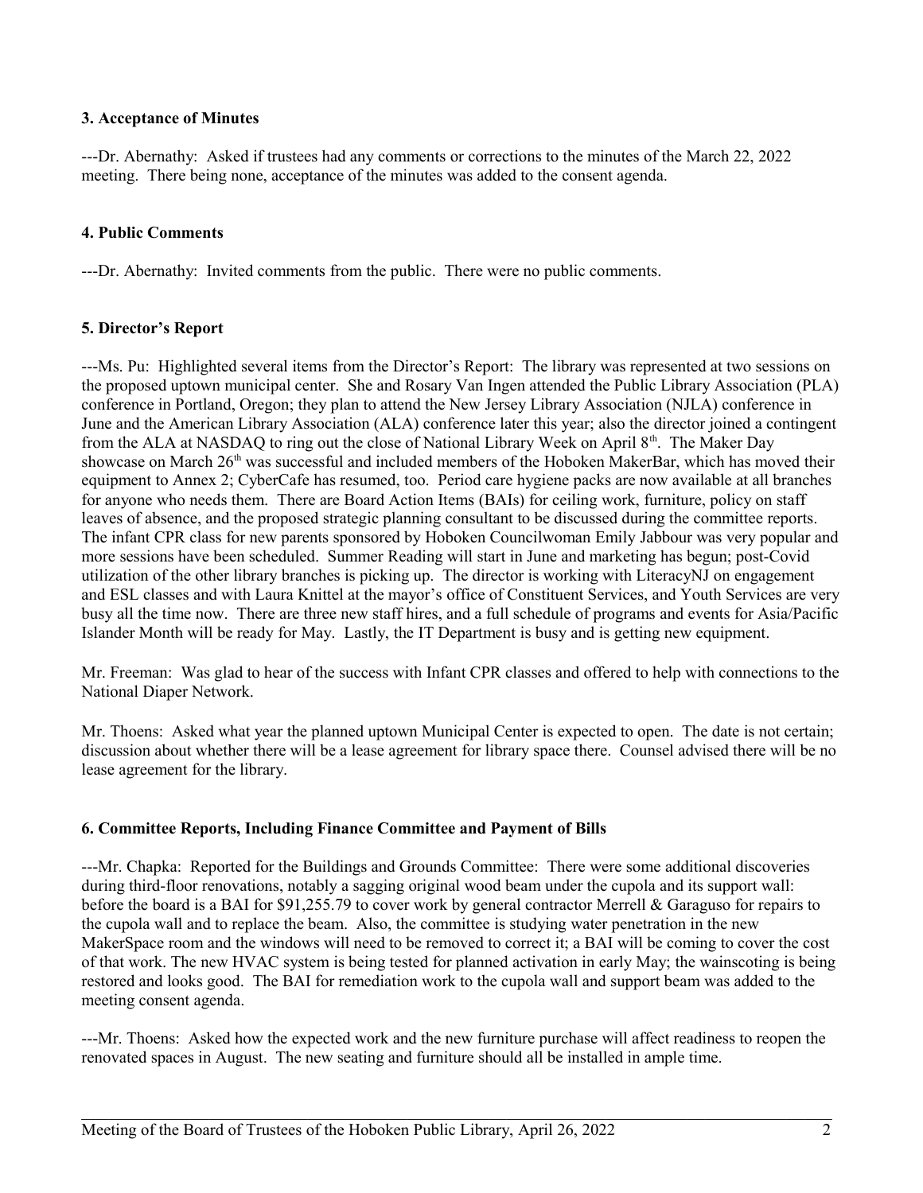### 3. Acceptance of Minutes

---Dr. Abernathy: Asked if trustees had any comments or corrections to the minutes of the March 22, 2022 meeting. There being none, acceptance of the minutes was added to the consent agenda.

### 4. Public Comments

---Dr. Abernathy: Invited comments from the public. There were no public comments.

### 5. Director's Report

---Ms. Pu: Highlighted several items from the Director's Report: The library was represented at two sessions on the proposed uptown municipal center. She and Rosary Van Ingen attended the Public Library Association (PLA) conference in Portland, Oregon; they plan to attend the New Jersey Library Association (NJLA) conference in June and the American Library Association (ALA) conference later this year; also the director joined a contingent from the ALA at NASDAQ to ring out the close of National Library Week on April 8th. The Maker Day showcase on March 26th was successful and included members of the Hoboken MakerBar, which has moved their equipment to Annex 2; CyberCafe has resumed, too. Period care hygiene packs are now available at all branches for anyone who needs them. There are Board Action Items (BAIs) for ceiling work, furniture, policy on staff leaves of absence, and the proposed strategic planning consultant to be discussed during the committee reports. The infant CPR class for new parents sponsored by Hoboken Councilwoman Emily Jabbour was very popular and more sessions have been scheduled. Summer Reading will start in June and marketing has begun; post-Covid utilization of the other library branches is picking up. The director is working with LiteracyNJ on engagement and ESL classes and with Laura Knittel at the mayor's office of Constituent Services, and Youth Services are very busy all the time now. There are three new staff hires, and a full schedule of programs and events for Asia/Pacific Islander Month will be ready for May. Lastly, the IT Department is busy and is getting new equipment.

Mr. Freeman: Was glad to hear of the success with Infant CPR classes and offered to help with connections to the National Diaper Network.

Mr. Thoens: Asked what year the planned uptown Municipal Center is expected to open. The date is not certain; discussion about whether there will be a lease agreement for library space there. Counsel advised there will be no lease agreement for the library.

### 6. Committee Reports, Including Finance Committee and Payment of Bills

---Mr. Chapka: Reported for the Buildings and Grounds Committee: There were some additional discoveries during third-floor renovations, notably a sagging original wood beam under the cupola and its support wall: before the board is a BAI for $91,255.79 to cover work by general contractor Merrell & Garaguso for repairs to the cupola wall and to replace the beam. Also, the committee is studying water penetration in the new MakerSpace room and the windows will need to be removed to correct it; a BAI will be coming to cover the cost of that work. The new HVAC system is being tested for planned activation in early May; the wainscoting is being restored and looks good. The BAI for remediation work to the cupola wall and support beam was added to the meeting consent agenda.

---Mr. Thoens: Asked how the expected work and the new furniture purchase will affect readiness to reopen the renovated spaces in August. The new seating and furniture should all be installed in ample time.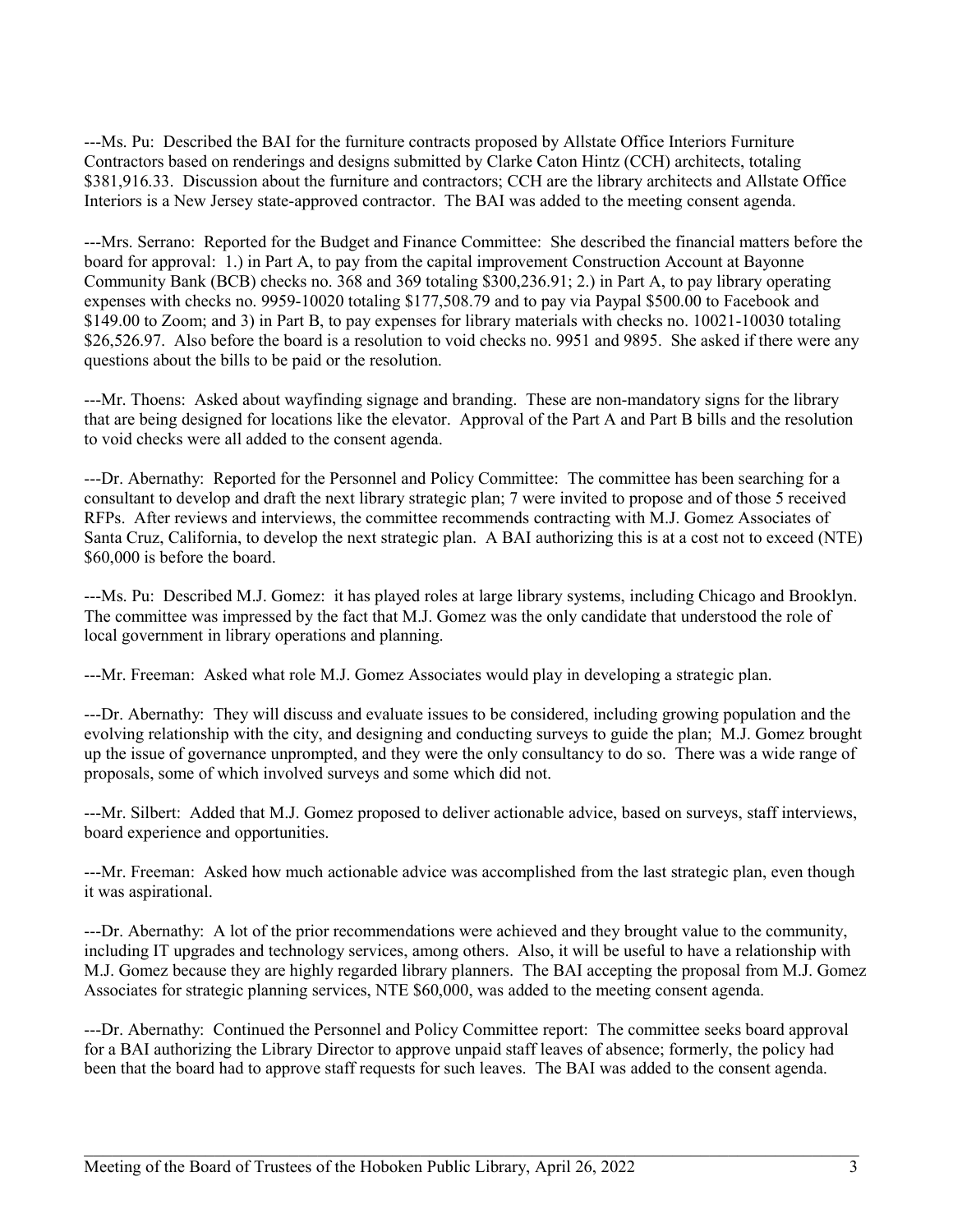---Ms. Pu: Described the BAI for the furniture contracts proposed by Allstate Office Interiors Furniture Contractors based on renderings and designs submitted by Clarke Caton Hintz (CCH) architects, totaling $381,916.33. Discussion about the furniture and contractors; CCH are the library architects and Allstate Office Interiors is a New Jersey state-approved contractor. The BAI was added to the meeting consent agenda.

---Mrs. Serrano: Reported for the Budget and Finance Committee: She described the financial matters before the board for approval: 1.) in Part A, to pay from the capital improvement Construction Account at Bayonne Community Bank (BCB) checks no. 368 and 369 totaling $300,236.91; 2.) in Part A, to pay library operating expenses with checks no. 9959-10020 totaling $177,508.79 and to pay via Paypal $500.00 to Facebook and $149.00 to Zoom; and 3) in Part B, to pay expenses for library materials with checks no. 10021-10030 totaling $26,526.97. Also before the board is a resolution to void checks no. 9951 and 9895. She asked if there were any questions about the bills to be paid or the resolution.

---Mr. Thoens: Asked about wayfinding signage and branding. These are non-mandatory signs for the library that are being designed for locations like the elevator. Approval of the Part A and Part B bills and the resolution to void checks were all added to the consent agenda.

---Dr. Abernathy: Reported for the Personnel and Policy Committee: The committee has been searching for a consultant to develop and draft the next library strategic plan; 7 were invited to propose and of those 5 received RFPs. After reviews and interviews, the committee recommends contracting with M.J. Gomez Associates of Santa Cruz, California, to develop the next strategic plan. A BAI authorizing this is at a cost not to exceed (NTE) $60,000 is before the board.

---Ms. Pu: Described M.J. Gomez: it has played roles at large library systems, including Chicago and Brooklyn. The committee was impressed by the fact that M.J. Gomez was the only candidate that understood the role of local government in library operations and planning.

---Mr. Freeman: Asked what role M.J. Gomez Associates would play in developing a strategic plan.

---Dr. Abernathy: They will discuss and evaluate issues to be considered, including growing population and the evolving relationship with the city, and designing and conducting surveys to guide the plan; M.J. Gomez brought up the issue of governance unprompted, and they were the only consultancy to do so. There was a wide range of proposals, some of which involved surveys and some which did not.

---Mr. Silbert: Added that M.J. Gomez proposed to deliver actionable advice, based on surveys, staff interviews, board experience and opportunities.

---Mr. Freeman: Asked how much actionable advice was accomplished from the last strategic plan, even though it was aspirational.

---Dr. Abernathy: A lot of the prior recommendations were achieved and they brought value to the community, including IT upgrades and technology services, among others. Also, it will be useful to have a relationship with M.J. Gomez because they are highly regarded library planners. The BAI accepting the proposal from M.J. Gomez Associates for strategic planning services, NTE $60,000, was added to the meeting consent agenda.

---Dr. Abernathy: Continued the Personnel and Policy Committee report: The committee seeks board approval for a BAI authorizing the Library Director to approve unpaid staff leaves of absence; formerly, the policy had been that the board had to approve staff requests for such leaves. The BAI was added to the consent agenda.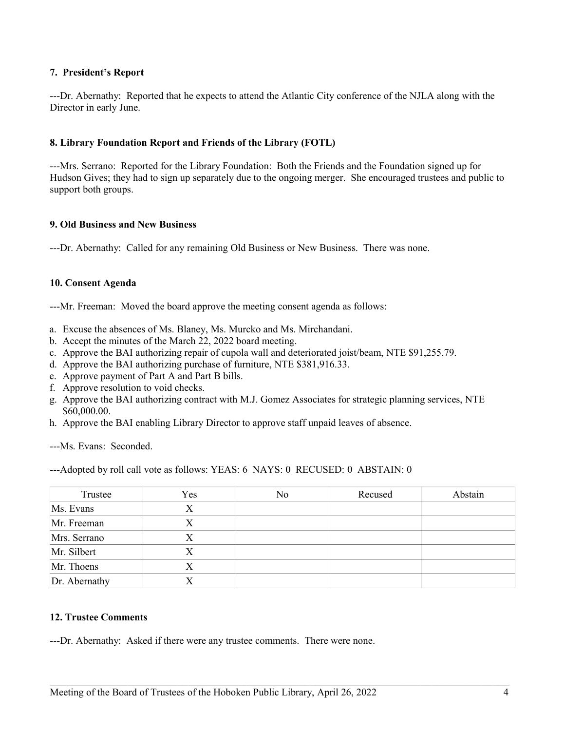**7. President's Report**

---Dr. Abernathy: Reported that he expects to attend the Atlantic City conference of the NJLA along with the Director in early June.

**8. Library Foundation Report and Friends of the Library (FOTL)**

---Mrs. Serrano: Reported for the Library Foundation: Both the Friends and the Foundation signed up for Hudson Gives; they had to sign up separately due to the ongoing merger. She encouraged trustees and public to support both groups.

**9. Old Business and New Business**

---Dr. Abernathy: Called for any remaining Old Business or New Business. There was none.

**10. Consent Agenda**

---Mr. Freeman: Moved the board approve the meeting consent agenda as follows:

a. Excuse the absences of Ms. Blaney, Ms. Murcko and Ms. Mirchandani.
b. Accept the minutes of the March 22, 2022 board meeting.
c. Approve the BAI authorizing repair of cupola wall and deteriorated joist/beam, NTE $91,255.79.
d. Approve the BAI authorizing purchase of furniture, NTE $381,916.33.
e. Approve payment of Part A and Part B bills.
f. Approve resolution to void checks.
g. Approve the BAI authorizing contract with M.J. Gomez Associates for strategic planning services, NTE $60,000.00.
h. Approve the BAI enabling Library Director to approve staff unpaid leaves of absence.

---Ms. Evans: Seconded.

---Adopted by roll call vote as follows: YEAS: 6 NAYS: 0 RECUSED: 0 ABSTAIN: 0

| Trustee | Yes | No | Recused | Abstain |
|---|---|---|---|---|
| Ms. Evans | X | | | |
| Mr. Freeman | X | | | |
| Mrs. Serrano | X | | | |
| Mr. Silbert | X | | | |
| Mr. Thoens | X | | | |
| Dr. Abernathy | X | | | |

**12. Trustee Comments**

---Dr. Abernathy: Asked if there were any trustee comments. There were none.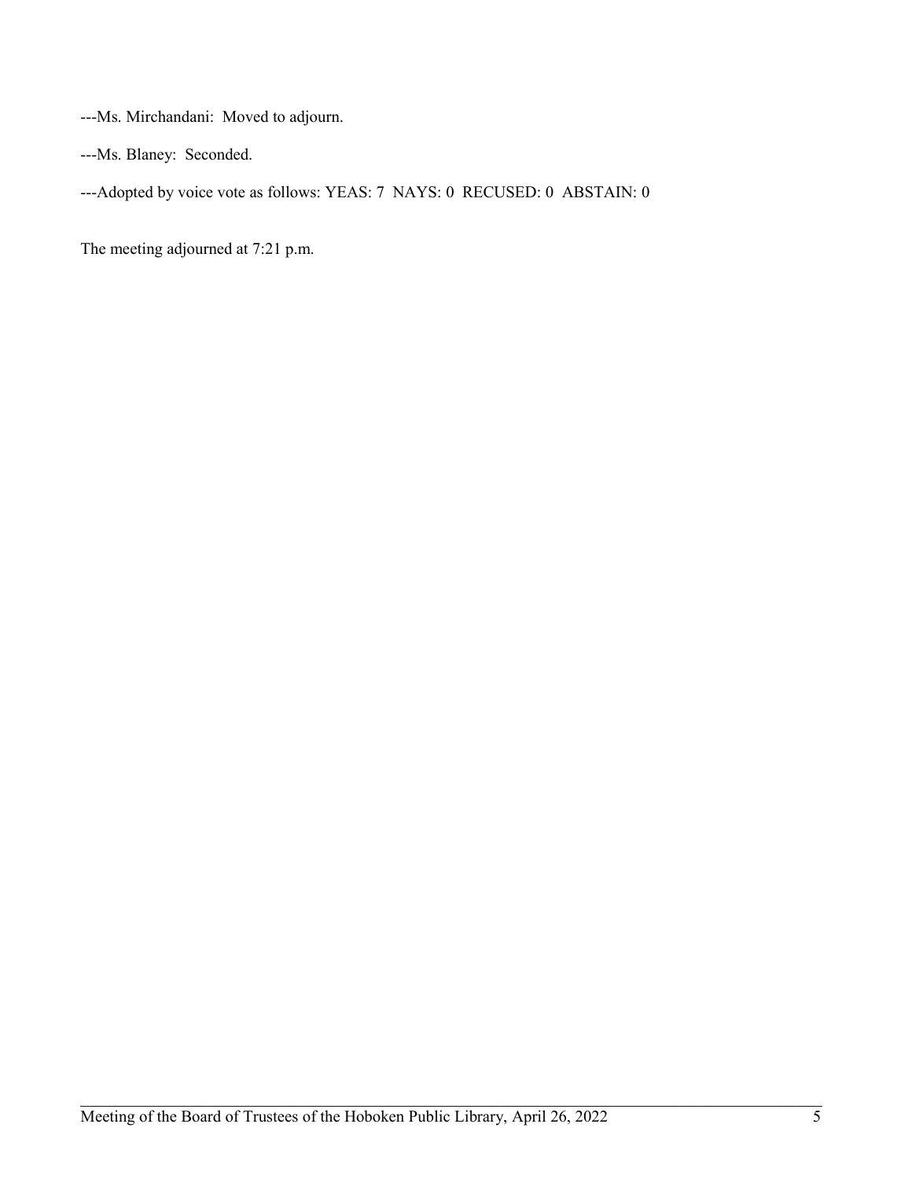---Ms. Mirchandani:  Moved to adjourn.

---Ms. Blaney:  Seconded.

---Adopted by voice vote as follows: YEAS: 7  NAYS: 0  RECUSED: 0  ABSTAIN: 0

The meeting adjourned at 7:21 p.m.